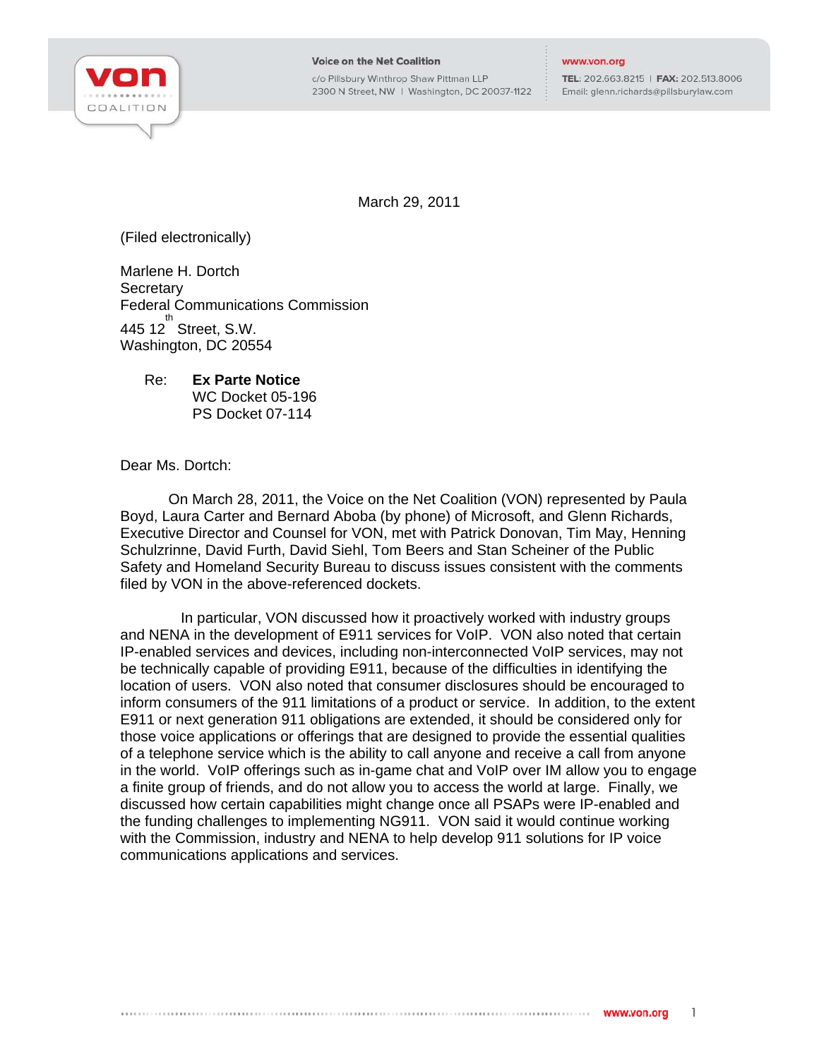Voice on the Net Coalition
c/o Pillsbury Winthrop Shaw Pittman LLP
2300 N Street, NW | Washington, DC 20037-1122

www.von.org
TEL: 202.663.8215 | FAX: 202.513.8006
Email: glenn.richards@pillsburylaw.com

March 29, 2011

(Filed electronically)

Marlene H. Dortch
Secretary
Federal Communications Commission
445 12th Street, S.W.
Washington, DC 20554

Re: **Ex Parte Notice**
WC Docket 05-196
PS Docket 07-114

Dear Ms. Dortch:

On March 28, 2011, the Voice on the Net Coalition (VON) represented by Paula Boyd, Laura Carter and Bernard Aboba (by phone) of Microsoft, and Glenn Richards, Executive Director and Counsel for VON, met with Patrick Donovan, Tim May, Henning Schulzrinne, David Furth, David Siehl, Tom Beers and Stan Scheiner of the Public Safety and Homeland Security Bureau to discuss issues consistent with the comments filed by VON in the above-referenced dockets.

In particular, VON discussed how it proactively worked with industry groups and NENA in the development of E911 services for VoIP. VON also noted that certain IP-enabled services and devices, including non-interconnected VoIP services, may not be technically capable of providing E911, because of the difficulties in identifying the location of users. VON also noted that consumer disclosures should be encouraged to inform consumers of the 911 limitations of a product or service. In addition, to the extent E911 or next generation 911 obligations are extended, it should be considered only for those voice applications or offerings that are designed to provide the essential qualities of a telephone service which is the ability to call anyone and receive a call from anyone in the world. VoIP offerings such as in-game chat and VoIP over IM allow you to engage a finite group of friends, and do not allow you to access the world at large. Finally, we discussed how certain capabilities might change once all PSAPs were IP-enabled and the funding challenges to implementing NG911. VON said it would continue working with the Commission, industry and NENA to help develop 911 solutions for IP voice communications applications and services.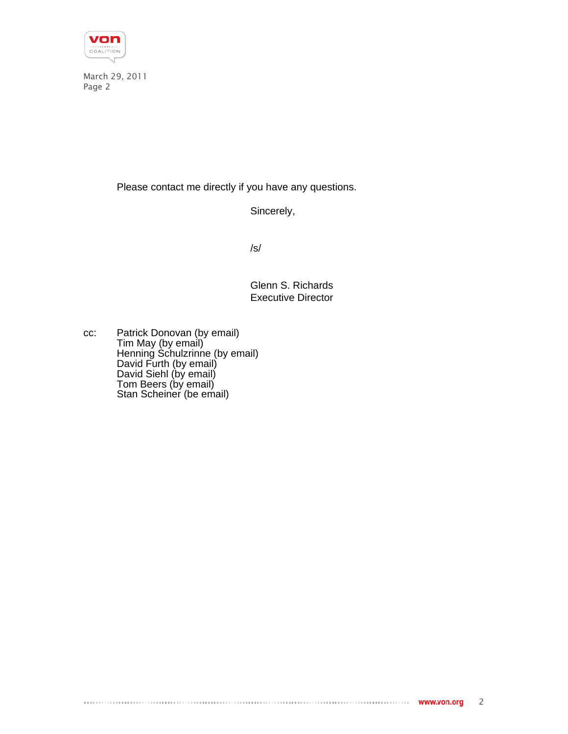Please contact me directly if you have any questions.

Sincerely,

/s/

Glenn S. Richards
Executive Director

cc: Patrick Donovan (by email)
Tim May (by email)
Henning Schulzrinne (by email)
David Furth (by email)
David Siehl (by email)
Tom Beers (by email)
Stan Scheiner (be email)